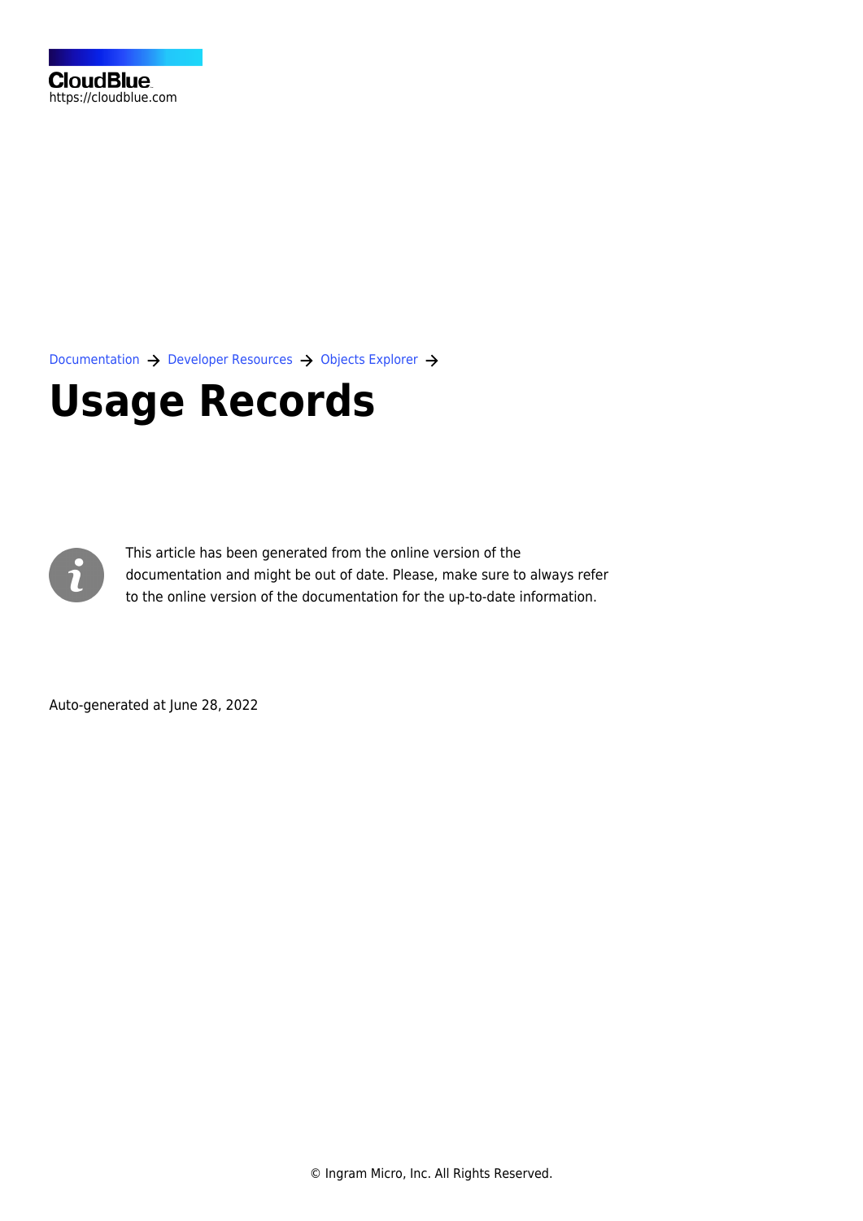CloudBlue
https://cloudblue.com

Documentation → Developer Resources → Objects Explorer →

# Usage Records

This article has been generated from the online version of the documentation and might be out of date. Please, make sure to always refer to the online version of the documentation for the up-to-date information.

Auto-generated at June 28, 2022

© Ingram Micro, Inc. All Rights Reserved.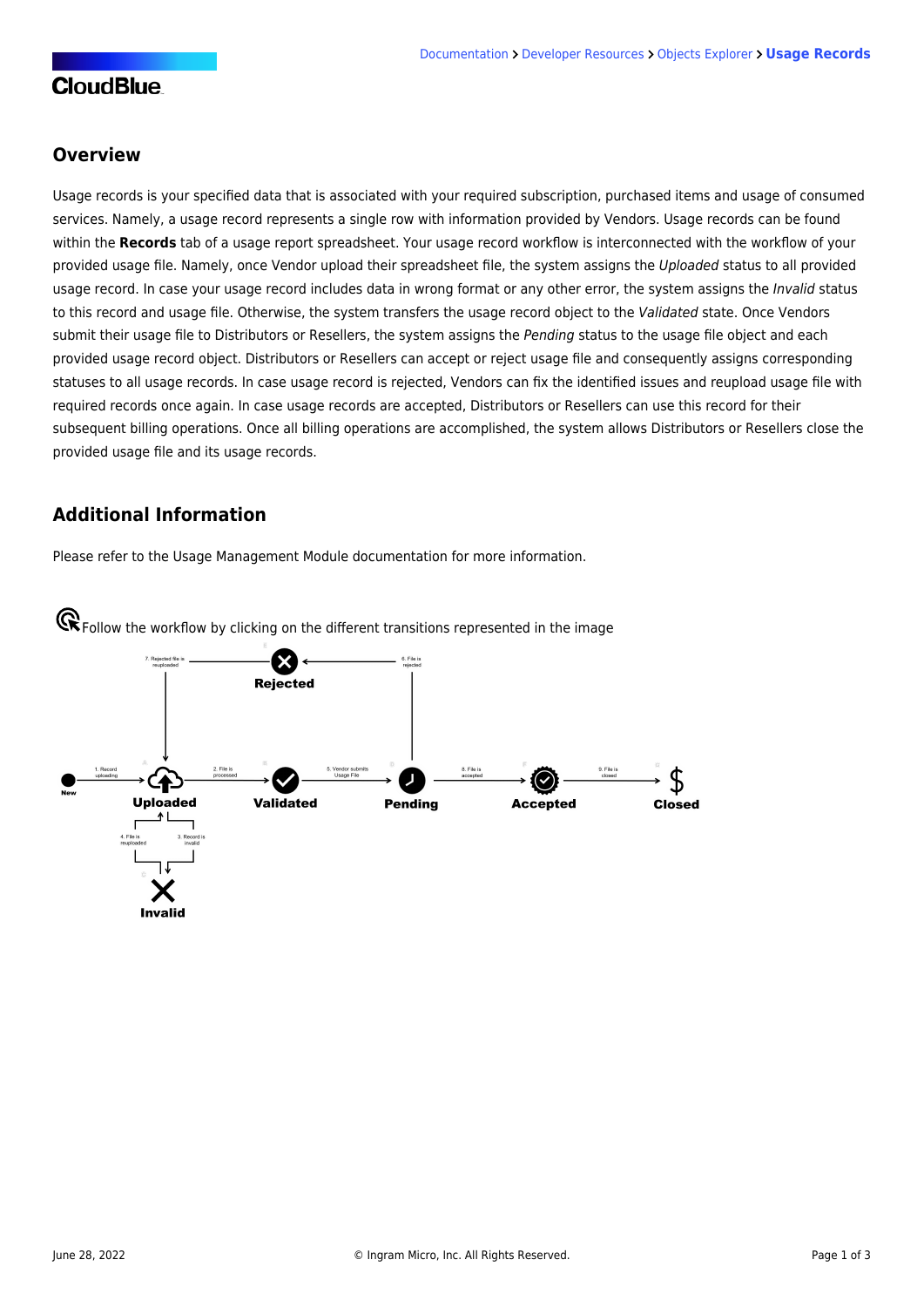## Overview

Usage records is your specified data that is associated with your required subscription, purchased items and usage of consumed services. Namely, a usage record represents a single row with information provided by Vendors. Usage records can be found within the **Records** tab of a usage report spreadsheet. Your usage record workflow is interconnected with the workflow of your provided usage file. Namely, once Vendor upload their spreadsheet file, the system assigns the *Uploaded* status to all provided usage record. In case your usage record includes data in wrong format or any other error, the system assigns the *Invalid* status to this record and usage file. Otherwise, the system transfers the usage record object to the *Validated* state. Once Vendors submit their usage file to Distributors or Resellers, the system assigns the *Pending* status to the usage file object and each provided usage record object. Distributors or Resellers can accept or reject usage file and consequently assigns corresponding statuses to all usage records. In case usage record is rejected, Vendors can fix the identified issues and reupload usage file with required records once again. In case usage records are accepted, Distributors or Resellers can use this record for their subsequent billing operations. Once all billing operations are accomplished, the system allows Distributors or Resellers close the provided usage file and its usage records.

## Additional Information

Please refer to the Usage Management Module documentation for more information.

Follow the workflow by clicking on the different transitions represented in the image

New → 1. Record uploading → Uploaded → 2. File is processed → Validated → 5. Vendor submits Usage File → Pending → 8. File is accepted → Accepted → 9. File is closed → Closed

Uploaded → 3. Record is invalid → Invalid → 4. File is reuploaded → Uploaded

Pending → 6. File is rejected → Rejected → 7. Rejected file is reuploaded → Uploaded